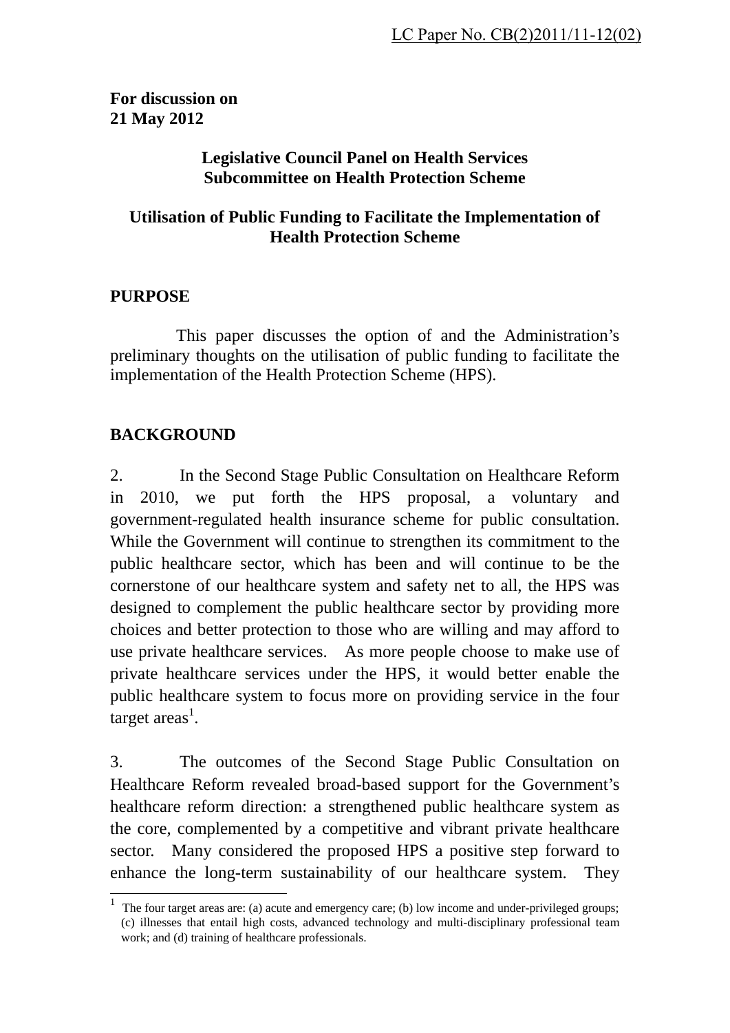LC Paper No. CB(2)2011/11-12(02)

**For discussion on**
**21 May 2012**

**Legislative Council Panel on Health Services**
**Subcommittee on Health Protection Scheme**

**Utilisation of Public Funding to Facilitate the Implementation of Health Protection Scheme**

## PURPOSE

This paper discusses the option of and the Administration's preliminary thoughts on the utilisation of public funding to facilitate the implementation of the Health Protection Scheme (HPS).

## BACKGROUND

2. In the Second Stage Public Consultation on Healthcare Reform in 2010, we put forth the HPS proposal, a voluntary and government-regulated health insurance scheme for public consultation. While the Government will continue to strengthen its commitment to the public healthcare sector, which has been and will continue to be the cornerstone of our healthcare system and safety net to all, the HPS was designed to complement the public healthcare sector by providing more choices and better protection to those who are willing and may afford to use private healthcare services. As more people choose to make use of private healthcare services under the HPS, it would better enable the public healthcare system to focus more on providing service in the four target areas[1].

3. The outcomes of the Second Stage Public Consultation on Healthcare Reform revealed broad-based support for the Government's healthcare reform direction: a strengthened public healthcare system as the core, complemented by a competitive and vibrant private healthcare sector. Many considered the proposed HPS a positive step forward to enhance the long-term sustainability of our healthcare system. They

[1] The four target areas are: (a) acute and emergency care; (b) low income and under-privileged groups; (c) illnesses that entail high costs, advanced technology and multi-disciplinary professional team work; and (d) training of healthcare professionals.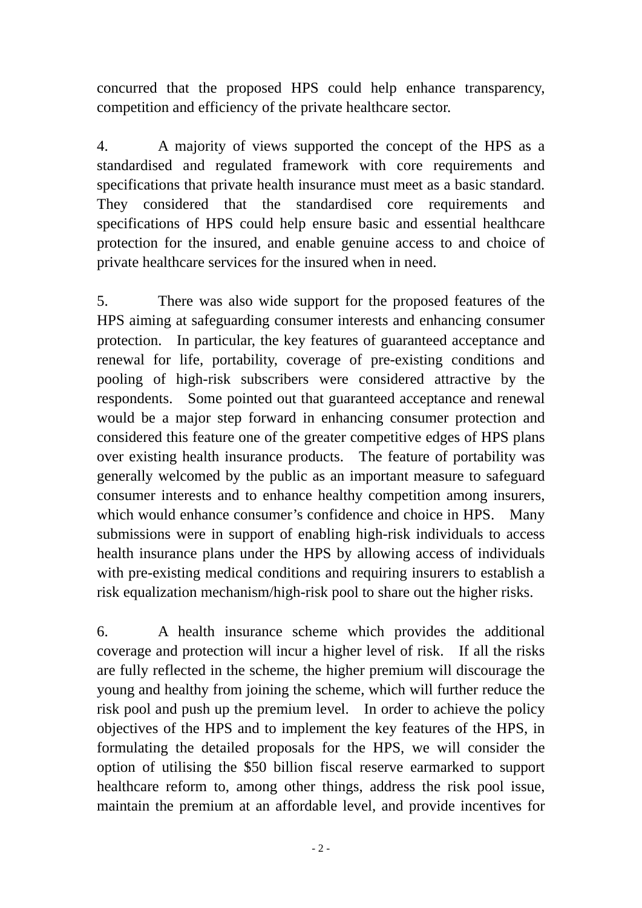concurred that the proposed HPS could help enhance transparency, competition and efficiency of the private healthcare sector.

4. A majority of views supported the concept of the HPS as a standardised and regulated framework with core requirements and specifications that private health insurance must meet as a basic standard. They considered that the standardised core requirements and specifications of HPS could help ensure basic and essential healthcare protection for the insured, and enable genuine access to and choice of private healthcare services for the insured when in need.

5. There was also wide support for the proposed features of the HPS aiming at safeguarding consumer interests and enhancing consumer protection. In particular, the key features of guaranteed acceptance and renewal for life, portability, coverage of pre-existing conditions and pooling of high-risk subscribers were considered attractive by the respondents. Some pointed out that guaranteed acceptance and renewal would be a major step forward in enhancing consumer protection and considered this feature one of the greater competitive edges of HPS plans over existing health insurance products. The feature of portability was generally welcomed by the public as an important measure to safeguard consumer interests and to enhance healthy competition among insurers, which would enhance consumer's confidence and choice in HPS. Many submissions were in support of enabling high-risk individuals to access health insurance plans under the HPS by allowing access of individuals with pre-existing medical conditions and requiring insurers to establish a risk equalization mechanism/high-risk pool to share out the higher risks.

6. A health insurance scheme which provides the additional coverage and protection will incur a higher level of risk. If all the risks are fully reflected in the scheme, the higher premium will discourage the young and healthy from joining the scheme, which will further reduce the risk pool and push up the premium level. In order to achieve the policy objectives of the HPS and to implement the key features of the HPS, in formulating the detailed proposals for the HPS, we will consider the option of utilising the $50 billion fiscal reserve earmarked to support healthcare reform to, among other things, address the risk pool issue, maintain the premium at an affordable level, and provide incentives for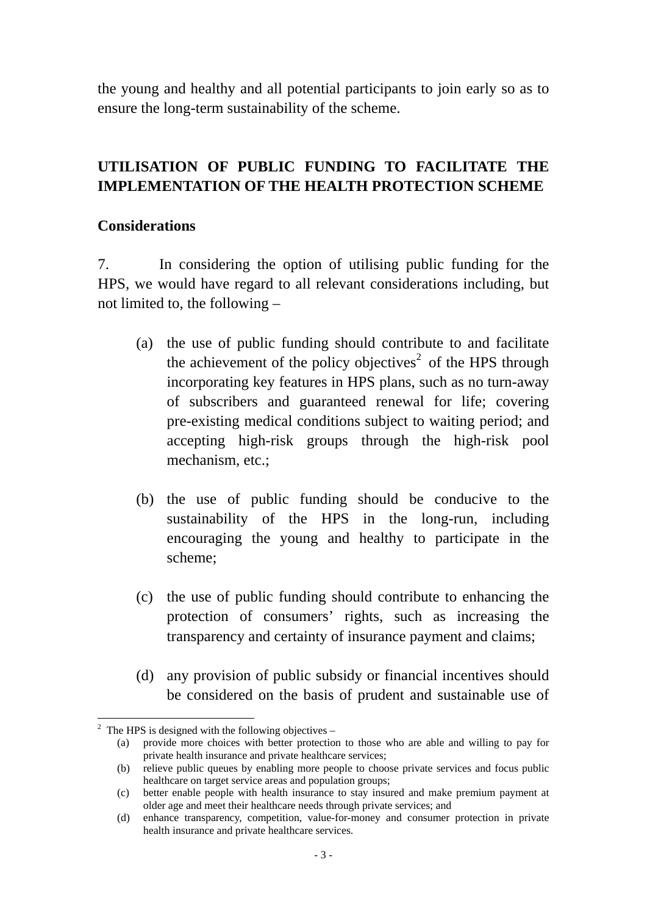the young and healthy and all potential participants to join early so as to ensure the long-term sustainability of the scheme.

## UTILISATION OF PUBLIC FUNDING TO FACILITATE THE IMPLEMENTATION OF THE HEALTH PROTECTION SCHEME

### Considerations

7. In considering the option of utilising public funding for the HPS, we would have regard to all relevant considerations including, but not limited to, the following –

(a) the use of public funding should contribute to and facilitate the achievement of the policy objectives[2] of the HPS through incorporating key features in HPS plans, such as no turn-away of subscribers and guaranteed renewal for life; covering pre-existing medical conditions subject to waiting period; and accepting high-risk groups through the high-risk pool mechanism, etc.;

(b) the use of public funding should be conducive to the sustainability of the HPS in the long-run, including encouraging the young and healthy to participate in the scheme;

(c) the use of public funding should contribute to enhancing the protection of consumers' rights, such as increasing the transparency and certainty of insurance payment and claims;

(d) any provision of public subsidy or financial incentives should be considered on the basis of prudent and sustainable use of

---

[2] The HPS is designed with the following objectives –

(a) provide more choices with better protection to those who are able and willing to pay for private health insurance and private healthcare services;

(b) relieve public queues by enabling more people to choose private services and focus public healthcare on target service areas and population groups;

(c) better enable people with health insurance to stay insured and make premium payment at older age and meet their healthcare needs through private services; and

(d) enhance transparency, competition, value-for-money and consumer protection in private health insurance and private healthcare services.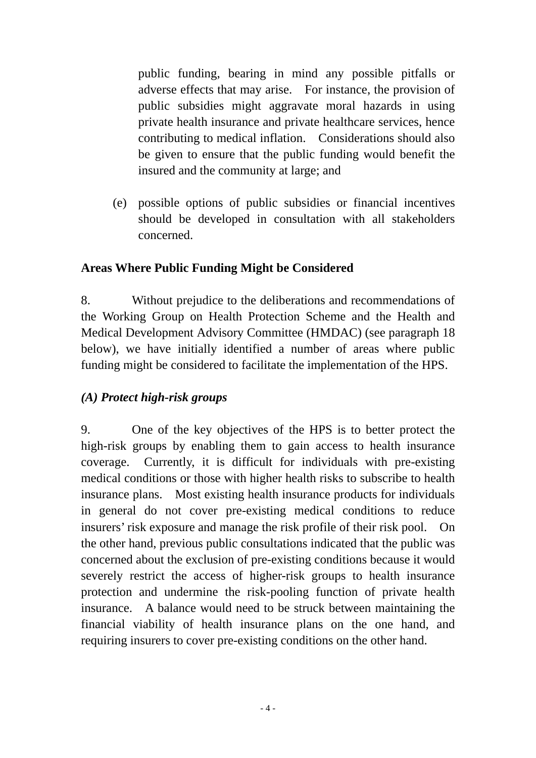public funding, bearing in mind any possible pitfalls or adverse effects that may arise. For instance, the provision of public subsidies might aggravate moral hazards in using private health insurance and private healthcare services, hence contributing to medical inflation. Considerations should also be given to ensure that the public funding would benefit the insured and the community at large; and

(e) possible options of public subsidies or financial incentives should be developed in consultation with all stakeholders concerned.

**Areas Where Public Funding Might be Considered**

8. Without prejudice to the deliberations and recommendations of the Working Group on Health Protection Scheme and the Health and Medical Development Advisory Committee (HMDAC) (see paragraph 18 below), we have initially identified a number of areas where public funding might be considered to facilitate the implementation of the HPS.

***(A) Protect high-risk groups***

9. One of the key objectives of the HPS is to better protect the high-risk groups by enabling them to gain access to health insurance coverage. Currently, it is difficult for individuals with pre-existing medical conditions or those with higher health risks to subscribe to health insurance plans. Most existing health insurance products for individuals in general do not cover pre-existing medical conditions to reduce insurers' risk exposure and manage the risk profile of their risk pool. On the other hand, previous public consultations indicated that the public was concerned about the exclusion of pre-existing conditions because it would severely restrict the access of higher-risk groups to health insurance protection and undermine the risk-pooling function of private health insurance. A balance would need to be struck between maintaining the financial viability of health insurance plans on the one hand, and requiring insurers to cover pre-existing conditions on the other hand.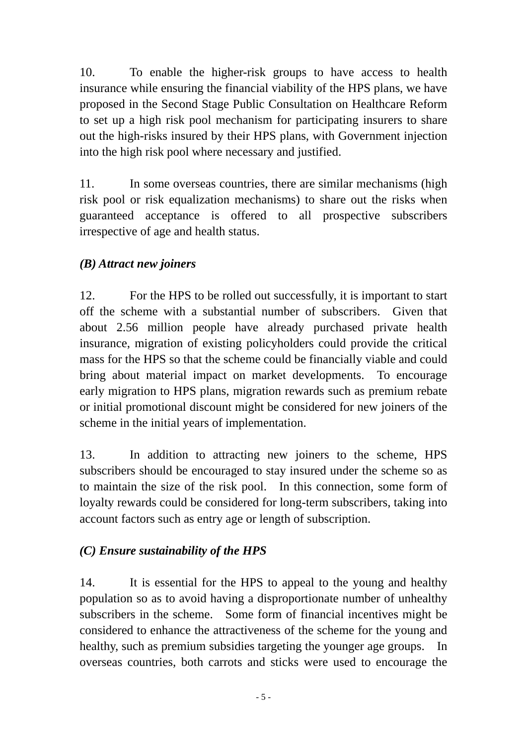10. To enable the higher-risk groups to have access to health insurance while ensuring the financial viability of the HPS plans, we have proposed in the Second Stage Public Consultation on Healthcare Reform to set up a high risk pool mechanism for participating insurers to share out the high-risks insured by their HPS plans, with Government injection into the high risk pool where necessary and justified.

11. In some overseas countries, there are similar mechanisms (high risk pool or risk equalization mechanisms) to share out the risks when guaranteed acceptance is offered to all prospective subscribers irrespective of age and health status.

***(B) Attract new joiners***

12. For the HPS to be rolled out successfully, it is important to start off the scheme with a substantial number of subscribers. Given that about 2.56 million people have already purchased private health insurance, migration of existing policyholders could provide the critical mass for the HPS so that the scheme could be financially viable and could bring about material impact on market developments. To encourage early migration to HPS plans, migration rewards such as premium rebate or initial promotional discount might be considered for new joiners of the scheme in the initial years of implementation.

13. In addition to attracting new joiners to the scheme, HPS subscribers should be encouraged to stay insured under the scheme so as to maintain the size of the risk pool. In this connection, some form of loyalty rewards could be considered for long-term subscribers, taking into account factors such as entry age or length of subscription.

***(C) Ensure sustainability of the HPS***

14. It is essential for the HPS to appeal to the young and healthy population so as to avoid having a disproportionate number of unhealthy subscribers in the scheme. Some form of financial incentives might be considered to enhance the attractiveness of the scheme for the young and healthy, such as premium subsidies targeting the younger age groups. In overseas countries, both carrots and sticks were used to encourage the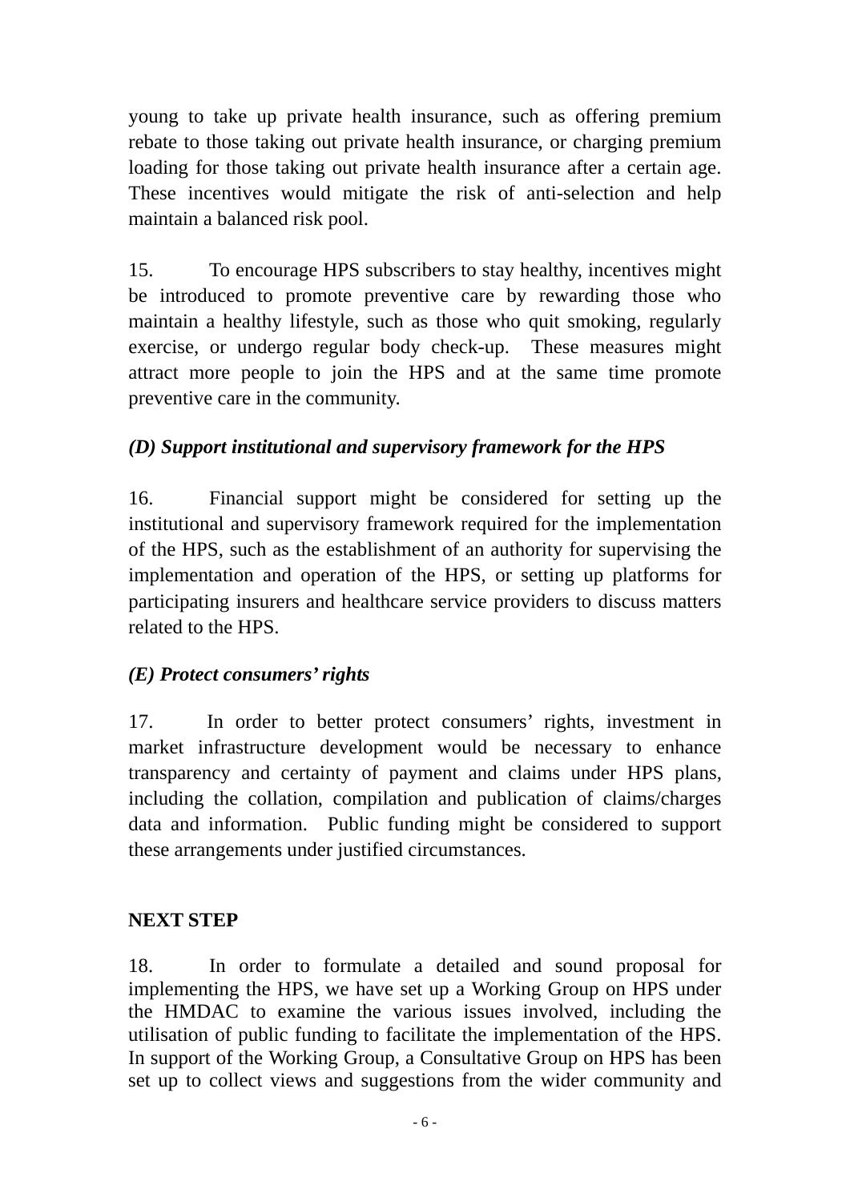young to take up private health insurance, such as offering premium rebate to those taking out private health insurance, or charging premium loading for those taking out private health insurance after a certain age. These incentives would mitigate the risk of anti-selection and help maintain a balanced risk pool.

15. To encourage HPS subscribers to stay healthy, incentives might be introduced to promote preventive care by rewarding those who maintain a healthy lifestyle, such as those who quit smoking, regularly exercise, or undergo regular body check-up. These measures might attract more people to join the HPS and at the same time promote preventive care in the community.

### *(D) Support institutional and supervisory framework for the HPS*

16. Financial support might be considered for setting up the institutional and supervisory framework required for the implementation of the HPS, such as the establishment of an authority for supervising the implementation and operation of the HPS, or setting up platforms for participating insurers and healthcare service providers to discuss matters related to the HPS.

### *(E) Protect consumers' rights*

17. In order to better protect consumers' rights, investment in market infrastructure development would be necessary to enhance transparency and certainty of payment and claims under HPS plans, including the collation, compilation and publication of claims/charges data and information. Public funding might be considered to support these arrangements under justified circumstances.

## NEXT STEP

18. In order to formulate a detailed and sound proposal for implementing the HPS, we have set up a Working Group on HPS under the HMDAC to examine the various issues involved, including the utilisation of public funding to facilitate the implementation of the HPS. In support of the Working Group, a Consultative Group on HPS has been set up to collect views and suggestions from the wider community and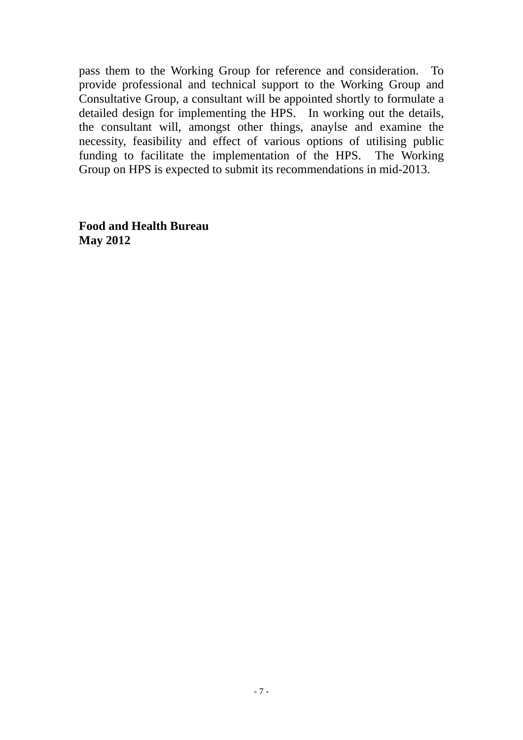pass them to the Working Group for reference and consideration. To provide professional and technical support to the Working Group and Consultative Group, a consultant will be appointed shortly to formulate a detailed design for implementing the HPS. In working out the details, the consultant will, amongst other things, anaylse and examine the necessity, feasibility and effect of various options of utilising public funding to facilitate the implementation of the HPS. The Working Group on HPS is expected to submit its recommendations in mid-2013.

**Food and Health Bureau**
**May 2012**